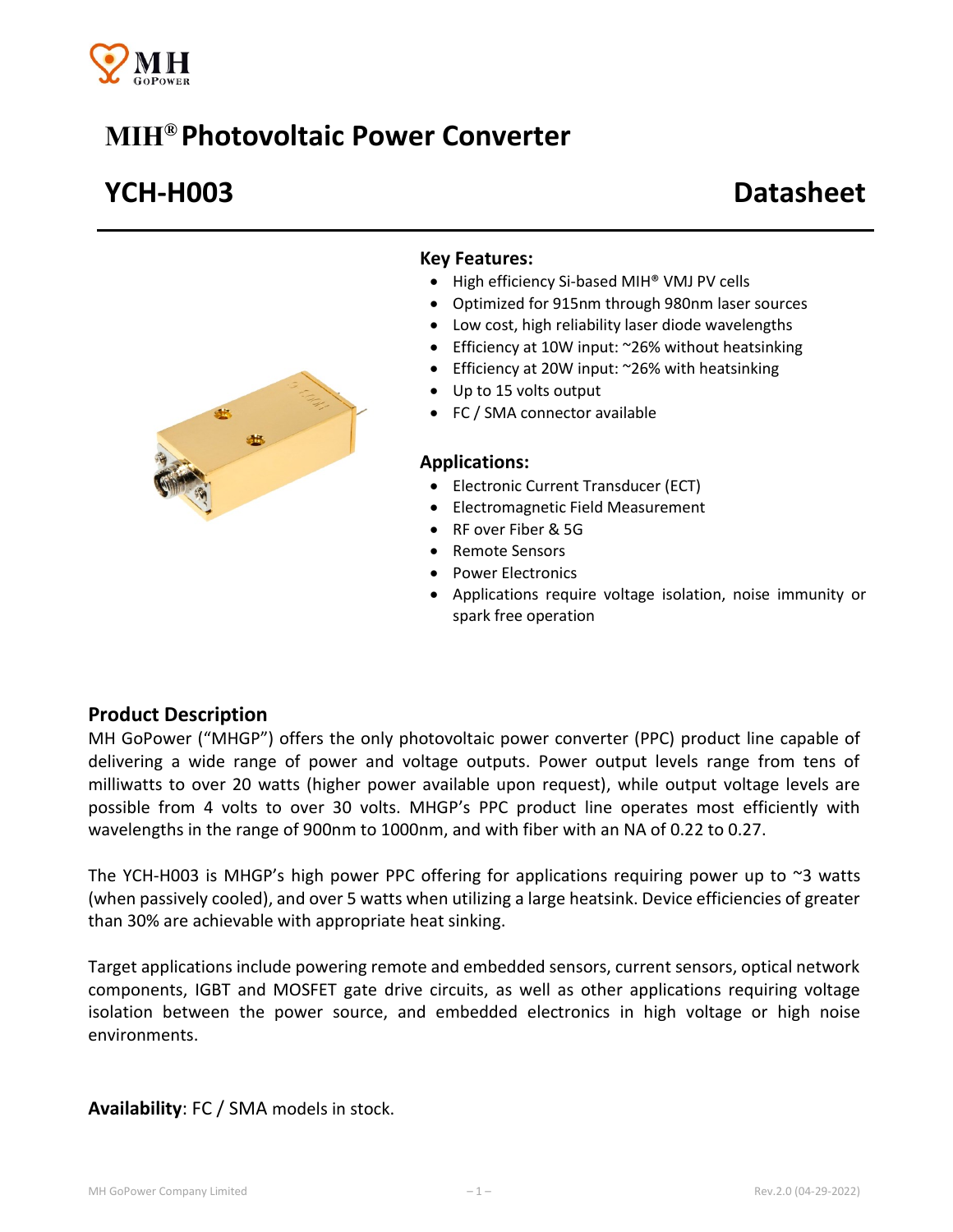# MIH® Photovoltaic Power Converter

## YCH-H003 Datasheet

### Key Features:

- High efficiency Si-based MIH® VMJ PV cells
- Optimized for 915nm through 980nm laser sources
- Low cost, high reliability laser diode wavelengths
- Efficiency at 10W input: ~26% without heatsinking
- Efficiency at 20W input: ~26% with heatsinking
- Up to 15 volts output
- FC / SMA connector available

### Applications:

- Electronic Current Transducer (ECT)
- Electromagnetic Field Measurement
- RF over Fiber & 5G
- Remote Sensors
- Power Electronics
- Applications require voltage isolation, noise immunity or spark free operation

### Product Description

MH GoPower ("MHGP") offers the only photovoltaic power converter (PPC) product line capable of delivering a wide range of power and voltage outputs. Power output levels range from tens of milliwatts to over 20 watts (higher power available upon request), while output voltage levels are possible from 4 volts to over 30 volts. MHGP's PPC product line operates most efficiently with wavelengths in the range of 900nm to 1000nm, and with fiber with an NA of 0.22 to 0.27.

The YCH-H003 is MHGP's high power PPC offering for applications requiring power up to ~3 watts (when passively cooled), and over 5 watts when utilizing a large heatsink. Device efficiencies of greater than 30% are achievable with appropriate heat sinking.

Target applications include powering remote and embedded sensors, current sensors, optical network components, IGBT and MOSFET gate drive circuits, as well as other applications requiring voltage isolation between the power source, and embedded electronics in high voltage or high noise environments.

**Availability**: FC / SMA models in stock.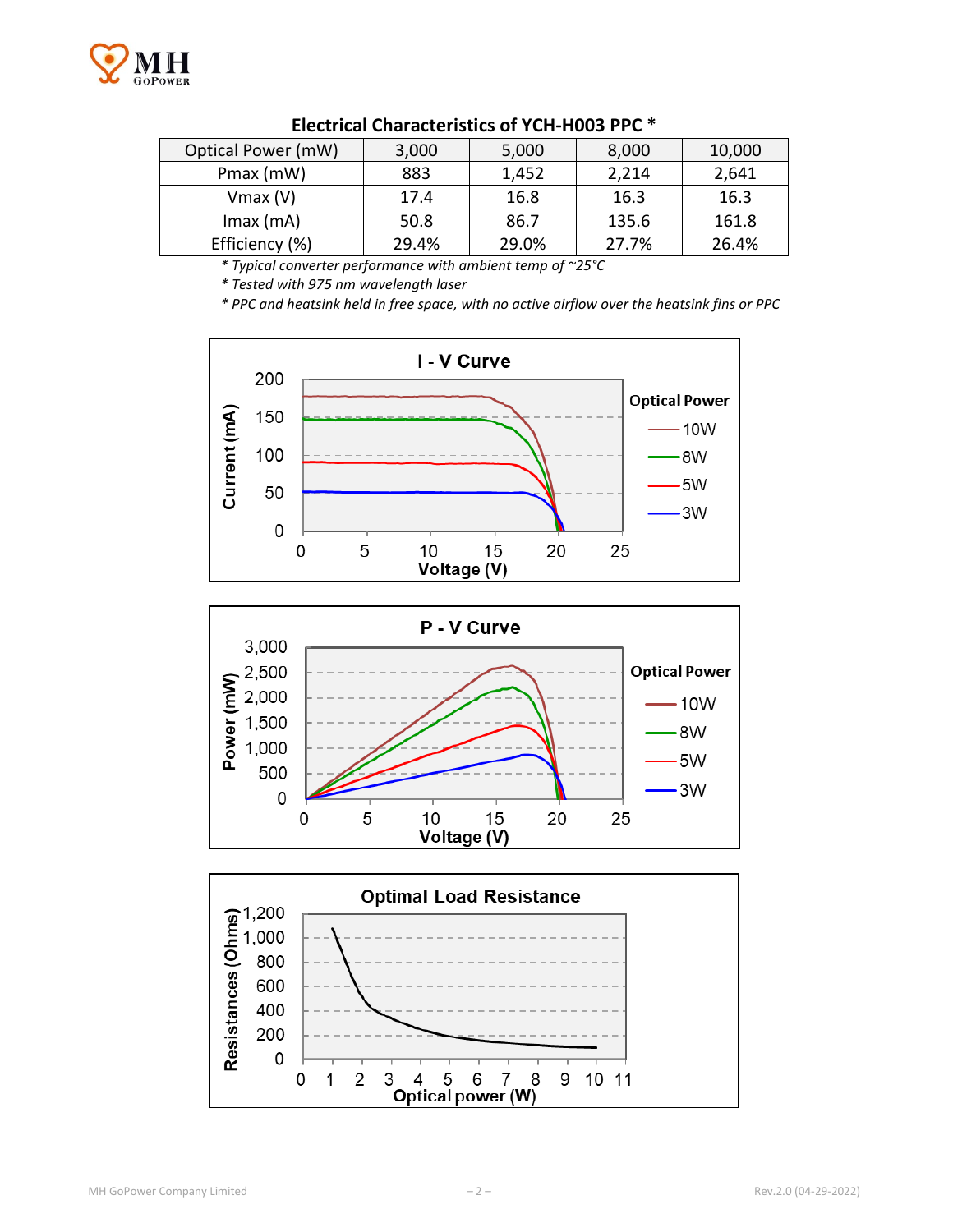**Electrical Characteristics of YCH-H003 PPC ***

| Optical Power (mW) | 3,000 | 5,000 | 8,000 | 10,000 |
|---|---|---|---|---|
| Pmax (mW) | 883 | 1,452 | 2,214 | 2,641 |
| Vmax (V) | 17.4 | 16.8 | 16.3 | 16.3 |
| Imax (mA) | 50.8 | 86.7 | 135.6 | 161.8 |
| Efficiency (%) | 29.4% | 29.0% | 27.7% | 26.4% |

*\* Typical converter performance with ambient temp of ~25°C*

*\* Tested with 975 nm wavelength laser*

*\* PPC and heatsink held in free space, with no active airflow over the heatsink fins or PPC*

**I - V Curve**

Current (mA) vs. Voltage (V); Optical Power: 10W, 8W, 5W, 3W

**P - V Curve**

Power (mW) vs. Voltage (V); Optical Power: 10W, 8W, 5W, 3W

**Optimal Load Resistance**

Resistances (Ohms) vs. Optical power (W)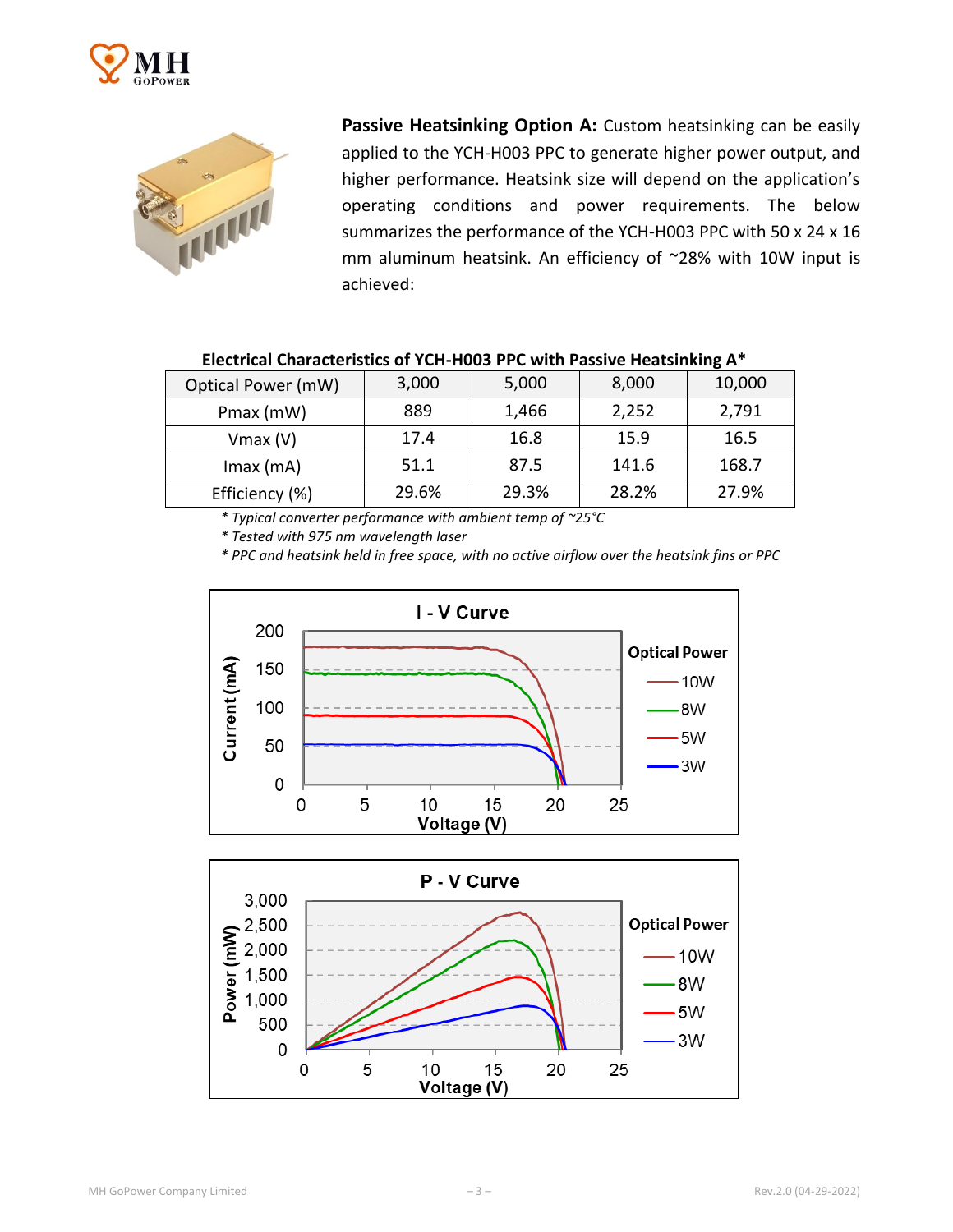**Passive Heatsinking Option A:** Custom heatsinking can be easily applied to the YCH-H003 PPC to generate higher power output, and higher performance. Heatsink size will depend on the application's operating conditions and power requirements. The below summarizes the performance of the YCH-H003 PPC with 50 x 24 x 16 mm aluminum heatsink. An efficiency of ~28% with 10W input is achieved:

**Electrical Characteristics of YCH-H003 PPC with Passive Heatsinking A***

| Optical Power (mW) | 3,000 | 5,000 | 8,000 | 10,000 |
|---|---|---|---|---|
| Pmax (mW) | 889 | 1,466 | 2,252 | 2,791 |
| Vmax (V) | 17.4 | 16.8 | 15.9 | 16.5 |
| Imax (mA) | 51.1 | 87.5 | 141.6 | 168.7 |
| Efficiency (%) | 29.6% | 29.3% | 28.2% | 27.9% |

*\* Typical converter performance with ambient temp of ~25°C*

*\* Tested with 975 nm wavelength laser*

*\* PPC and heatsink held in free space, with no active airflow over the heatsink fins or PPC*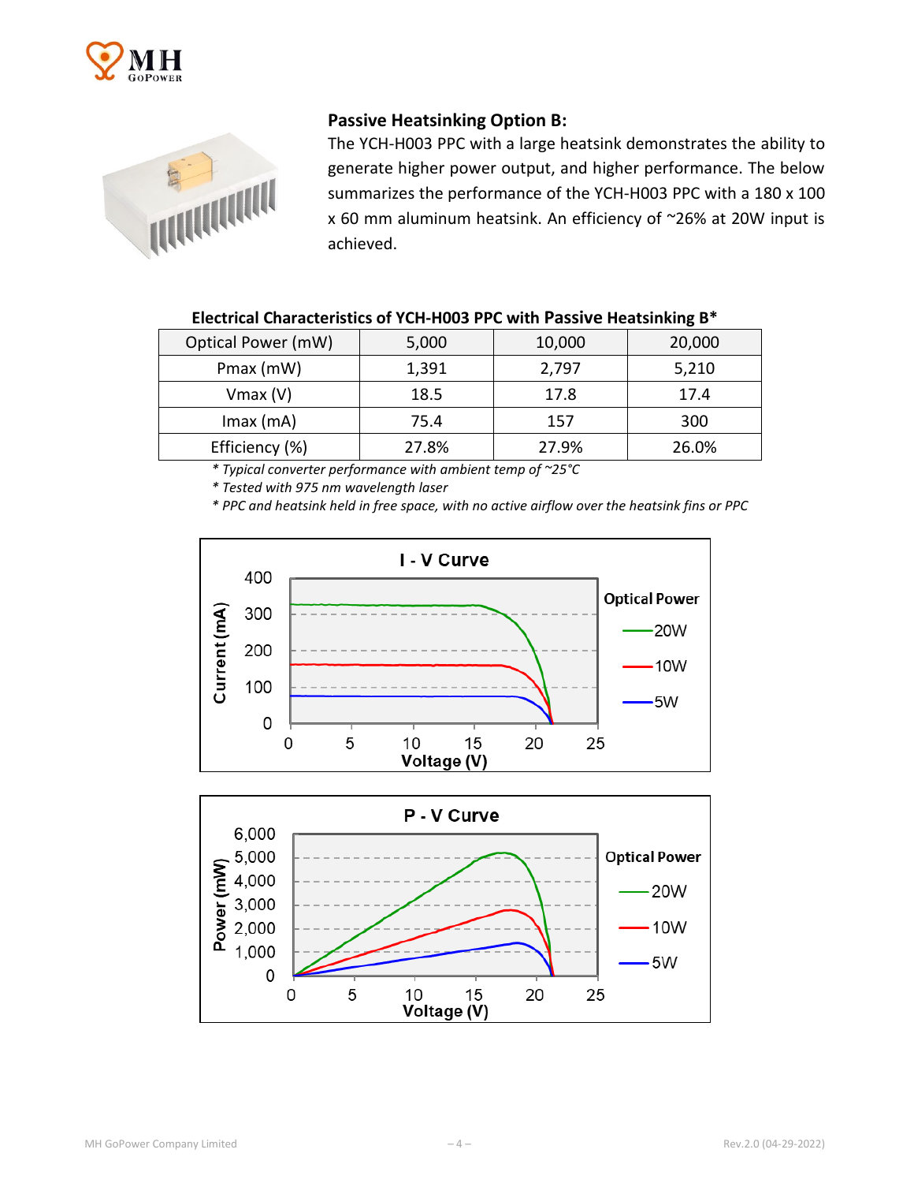### Passive Heatsinking Option B:

The YCH-H003 PPC with a large heatsink demonstrates the ability to generate higher power output, and higher performance. The below summarizes the performance of the YCH-H003 PPC with a 180 x 100 x 60 mm aluminum heatsink. An efficiency of ~26% at 20W input is achieved.

**Electrical Characteristics of YCH-H003 PPC with Passive Heatsinking B***

| Optical Power (mW) | 5,000 | 10,000 | 20,000 |
|---|---|---|---|
| Pmax (mW) | 1,391 | 2,797 | 5,210 |
| Vmax (V) | 18.5 | 17.8 | 17.4 |
| Imax (mA) | 75.4 | 157 | 300 |
| Efficiency (%) | 27.8% | 27.9% | 26.0% |

*\* Typical converter performance with ambient temp of ~25°C*

*\* Tested with 975 nm wavelength laser*

*\* PPC and heatsink held in free space, with no active airflow over the heatsink fins or PPC*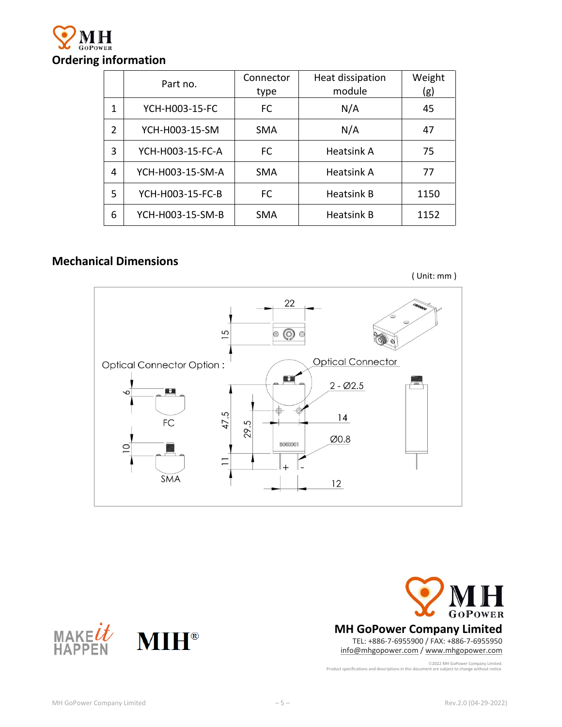## Ordering information

| | Part no. | Connector type | Heat dissipation module | Weight (g) |
|---|---|---|---|---|
| 1 | YCH-H003-15-FC | FC | N/A | 45 |
| 2 | YCH-H003-15-SM | SMA | N/A | 47 |
| 3 | YCH-H003-15-FC-A | FC | Heatsink A | 75 |
| 4 | YCH-H003-15-SM-A | SMA | Heatsink A | 77 |
| 5 | YCH-H003-15-FC-B | FC | Heatsink B | 1150 |
| 6 | YCH-H003-15-SM-B | SMA | Heatsink B | 1152 |

## Mechanical Dimensions

( Unit: mm )

22

15

Optical Connector Option :

Optical Connector

2 - Ø2.5

6

FC

10

SMA

47.5

29.5

14

Ø0.8

11

+ -

12

**MH GoPower Company Limited**

TEL: +886-7-6955900 / FAX: +886-7-6955950

info@mhgopower.com / www.mhgopower.com

©2022 MH GoPower Company Limited.
Product specifications and descriptions in this document are subject to change without notice.